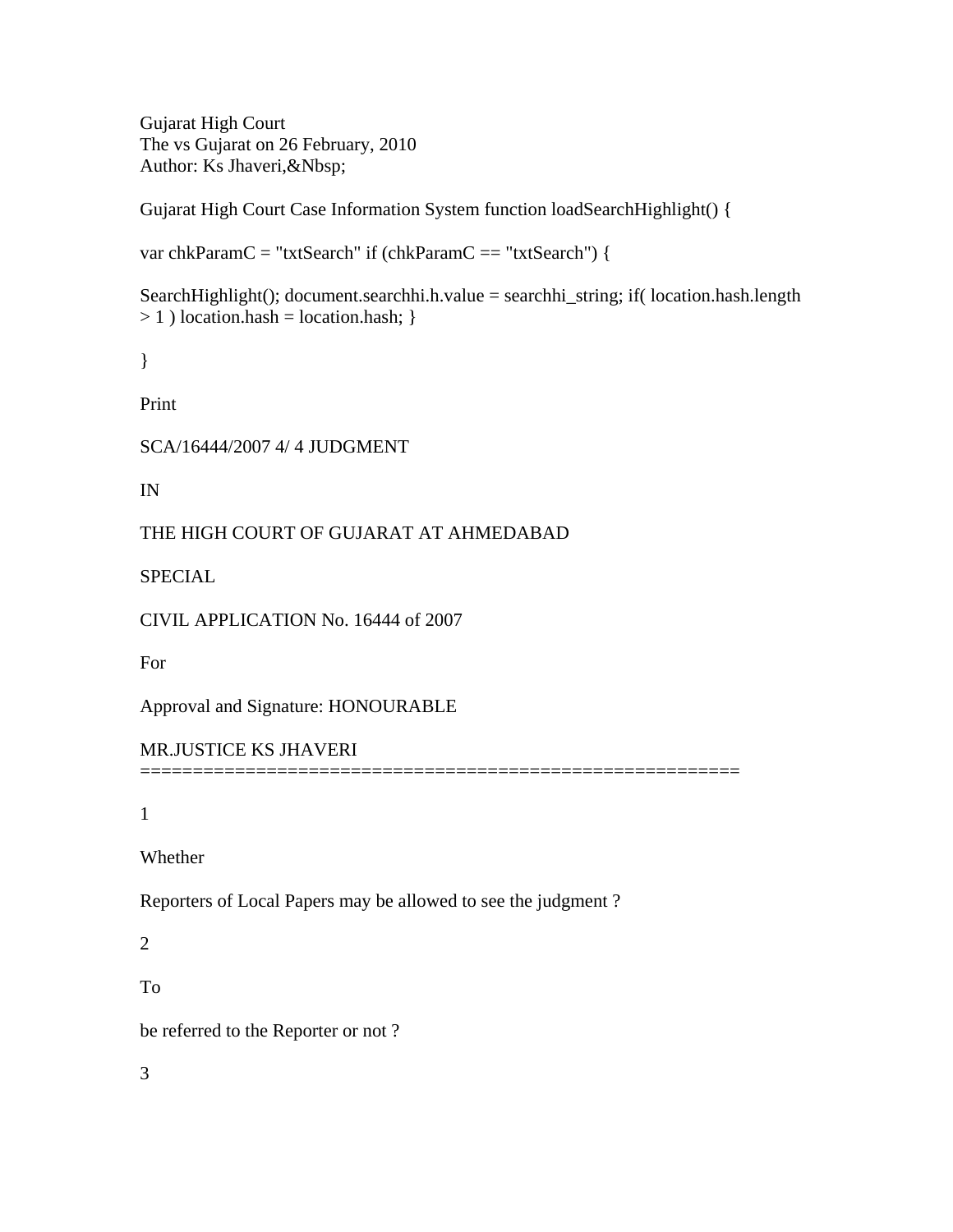Gujarat High Court
The vs Gujarat on 26 February, 2010
Author: Ks Jhaveri,&Nbsp;

Gujarat High Court Case Information System function loadSearchHighlight() {

var chkParamC = "txtSearch" if (chkParamC == "txtSearch") {

SearchHighlight(); document.searchhi.h.value = searchhi_string; if( location.hash.length > 1 ) location.hash = location.hash; }

}

Print

SCA/16444/2007 4/ 4 JUDGMENT

IN

THE HIGH COURT OF GUJARAT AT AHMEDABAD

SPECIAL

CIVIL APPLICATION No. 16444 of 2007

For

Approval and Signature: HONOURABLE

MR.JUSTICE KS JHAVERI
=========================================================

1

Whether

Reporters of Local Papers may be allowed to see the judgment ?

2

To

be referred to the Reporter or not ?

3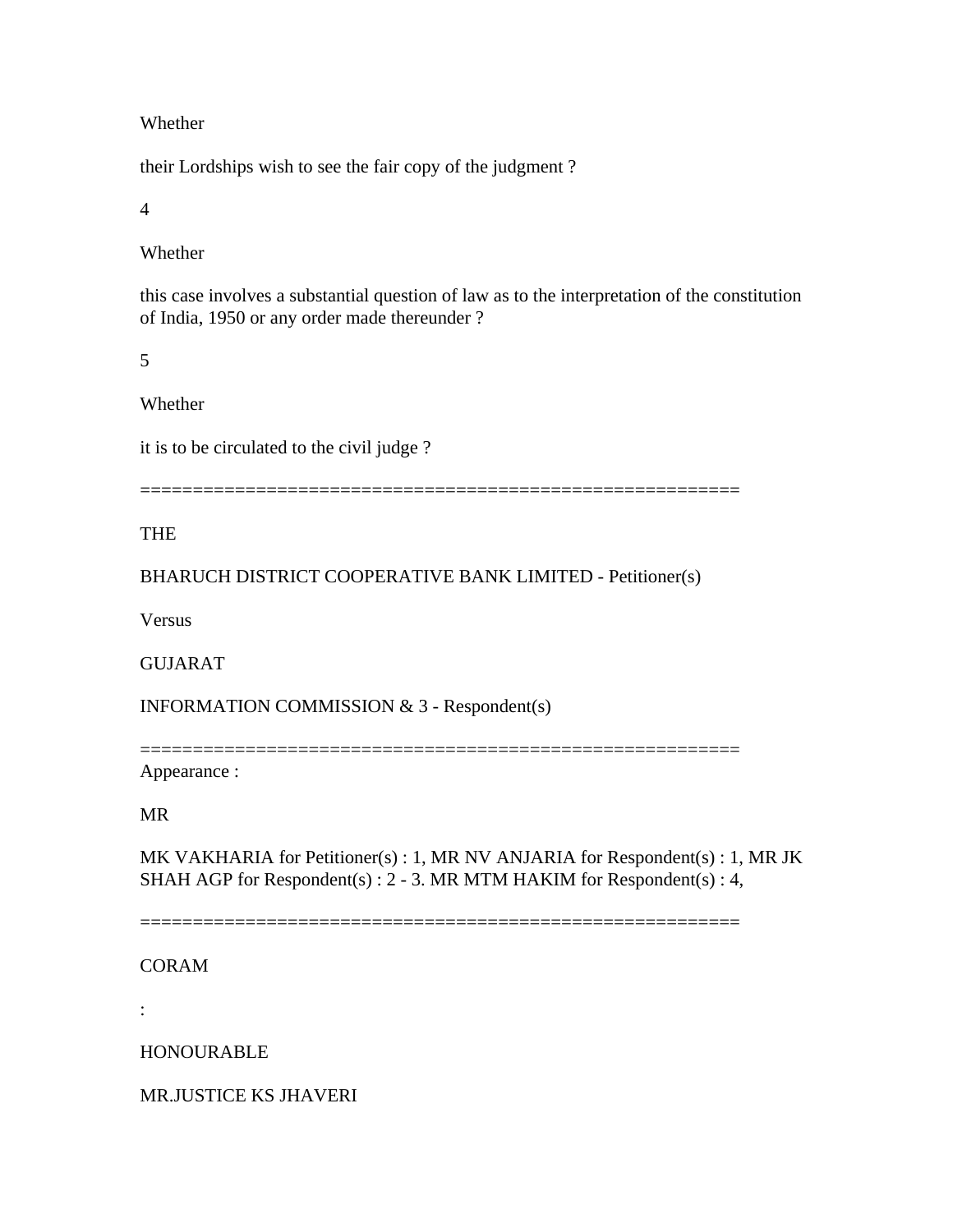Whether

their Lordships wish to see the fair copy of the judgment ?

4

Whether

this case involves a substantial question of law as to the interpretation of the constitution of India, 1950 or any order made thereunder ?

5

Whether

it is to be circulated to the civil judge ?

=========================================================

THE

BHARUCH DISTRICT COOPERATIVE BANK LIMITED - Petitioner(s)

Versus

GUJARAT

INFORMATION COMMISSION & 3 - Respondent(s)

=========================================================

Appearance :

MR

MK VAKHARIA for Petitioner(s) : 1, MR NV ANJARIA for Respondent(s) : 1, MR JK SHAH AGP for Respondent(s) : 2 - 3. MR MTM HAKIM for Respondent(s) : 4,

=========================================================

CORAM

:

HONOURABLE

MR.JUSTICE KS JHAVERI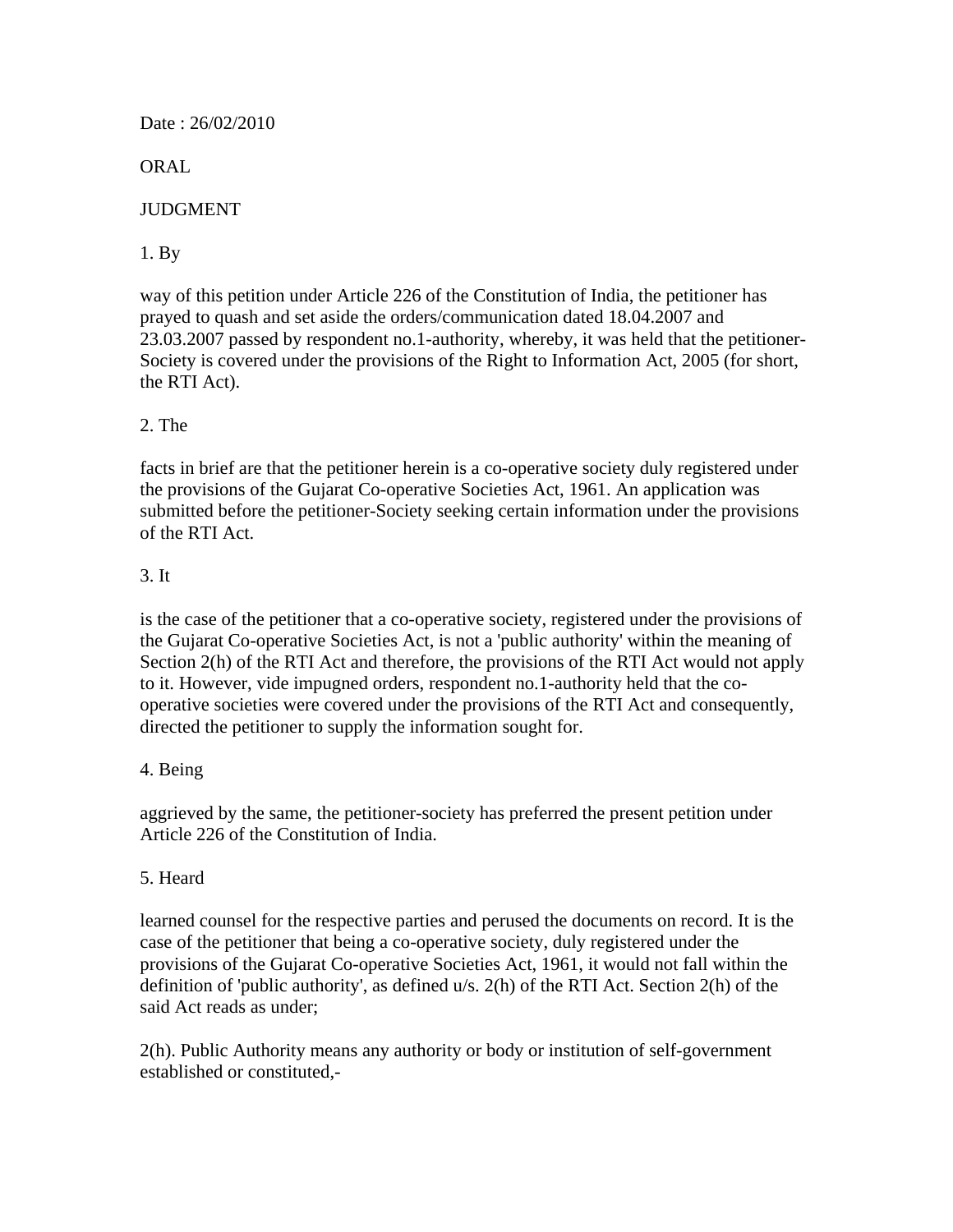Date : 26/02/2010

ORAL

JUDGMENT

1. By

way of this petition under Article 226 of the Constitution of India, the petitioner has prayed to quash and set aside the orders/communication dated 18.04.2007 and 23.03.2007 passed by respondent no.1-authority, whereby, it was held that the petitioner-Society is covered under the provisions of the Right to Information Act, 2005 (for short, the RTI Act).

2. The

facts in brief are that the petitioner herein is a co-operative society duly registered under the provisions of the Gujarat Co-operative Societies Act, 1961. An application was submitted before the petitioner-Society seeking certain information under the provisions of the RTI Act.

3. It

is the case of the petitioner that a co-operative society, registered under the provisions of the Gujarat Co-operative Societies Act, is not a 'public authority' within the meaning of Section 2(h) of the RTI Act and therefore, the provisions of the RTI Act would not apply to it. However, vide impugned orders, respondent no.1-authority held that the co-operative societies were covered under the provisions of the RTI Act and consequently, directed the petitioner to supply the information sought for.

4. Being

aggrieved by the same, the petitioner-society has preferred the present petition under Article 226 of the Constitution of India.

5. Heard

learned counsel for the respective parties and perused the documents on record. It is the case of the petitioner that being a co-operative society, duly registered under the provisions of the Gujarat Co-operative Societies Act, 1961, it would not fall within the definition of 'public authority', as defined u/s. 2(h) of the RTI Act. Section 2(h) of the said Act reads as under;

2(h). Public Authority means any authority or body or institution of self-government established or constituted,-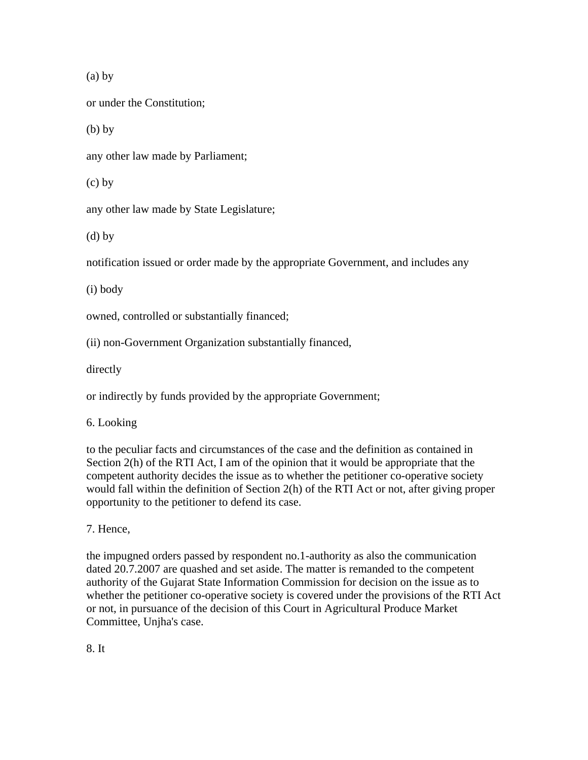(a) by

or under the Constitution;

(b) by

any other law made by Parliament;

(c) by

any other law made by State Legislature;

(d) by

notification issued or order made by the appropriate Government, and includes any

(i) body

owned, controlled or substantially financed;

(ii) non-Government Organization substantially financed,

directly

or indirectly by funds provided by the appropriate Government;

6. Looking

to the peculiar facts and circumstances of the case and the definition as contained in Section 2(h) of the RTI Act, I am of the opinion that it would be appropriate that the competent authority decides the issue as to whether the petitioner co-operative society would fall within the definition of Section 2(h) of the RTI Act or not, after giving proper opportunity to the petitioner to defend its case.

7. Hence,

the impugned orders passed by respondent no.1-authority as also the communication dated 20.7.2007 are quashed and set aside. The matter is remanded to the competent authority of the Gujarat State Information Commission for decision on the issue as to whether the petitioner co-operative society is covered under the provisions of the RTI Act or not, in pursuance of the decision of this Court in Agricultural Produce Market Committee, Unjha's case.

8. It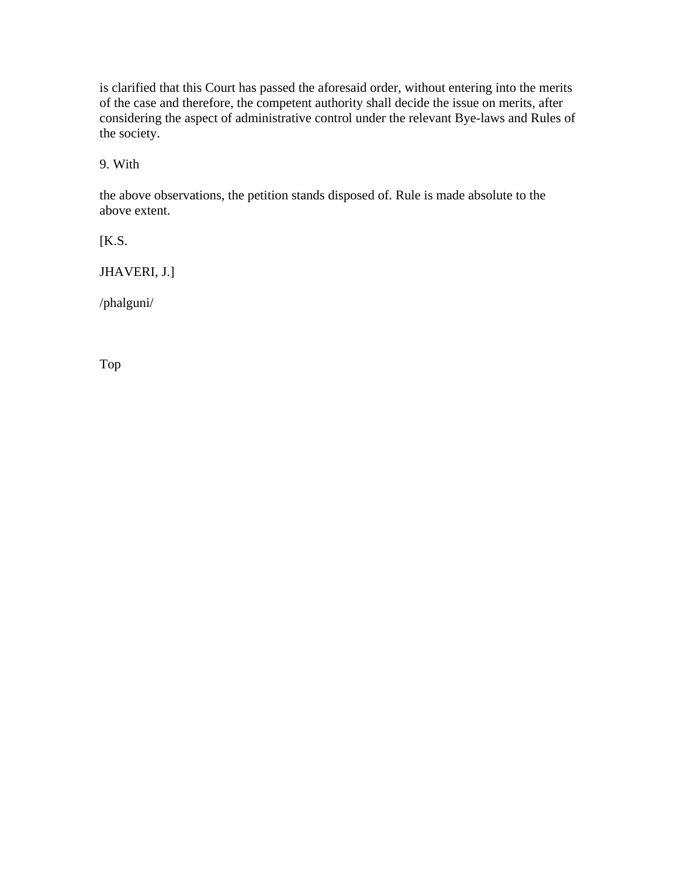is clarified that this Court has passed the aforesaid order, without entering into the merits of the case and therefore, the competent authority shall decide the issue on merits, after considering the aspect of administrative control under the relevant Bye-laws and Rules of the society.

9. With

the above observations, the petition stands disposed of. Rule is made absolute to the above extent.

[K.S.

JHAVERI, J.]

/phalguni/

Top